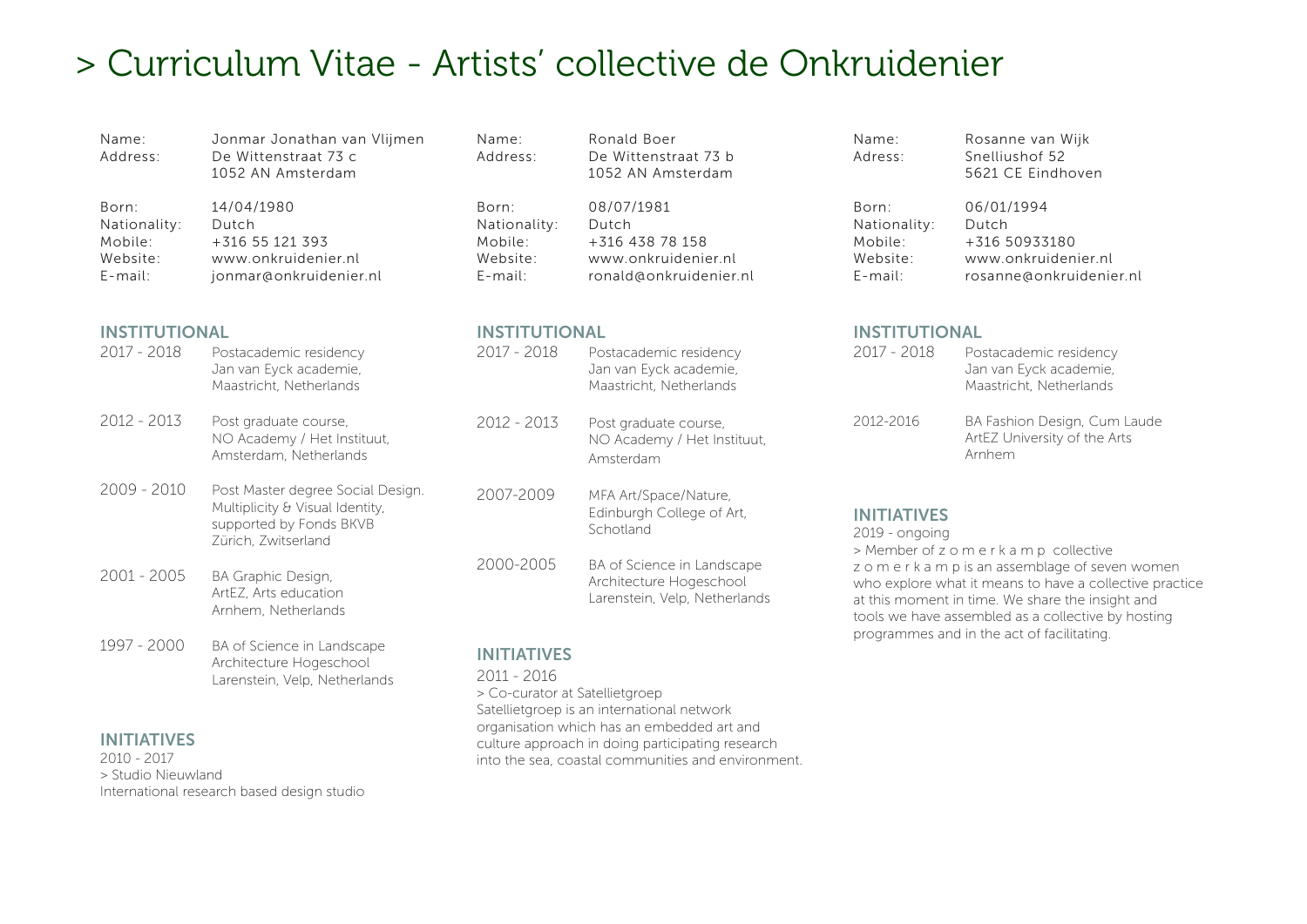# > Curriculum Vitae - Artists' collective de Onkruidenier

| | |
|---|---|
| Name: | Jonmar Jonathan van Vlijmen |
| Address: | De Wittenstraat 73 c<br>1052 AN Amsterdam |
| Born: | 14/04/1980 |
| Nationality: | Dutch |
| Mobile: | +316 55 121 393 |
| Website: | www.onkruidenier.nl |
| E-mail: | jonmar@onkruidenier.nl |

## INSTITUTIONAL

| | |
|---|---|
| 2017 - 2018 | Postacademic residency<br>Jan van Eyck academie,<br>Maastricht, Netherlands |
| 2012 - 2013 | Post graduate course,<br>NO Academy / Het Instituut,<br>Amsterdam, Netherlands |
| 2009 - 2010 | Post Master degree Social Design.<br>Multiplicity & Visual Identity,<br>supported by Fonds BKVB<br>Zürich, Zwitserland |
| 2001 - 2005 | BA Graphic Design,<br>ArtEZ, Arts education<br>Arnhem, Netherlands |
| 1997 - 2000 | BA of Science in Landscape<br>Architecture Hogeschool<br>Larenstein, Velp, Netherlands |

## INITIATIVES

2010 - 2017
> Studio Nieuwland
International research based design studio

| | |
|---|---|
| Name: | Ronald Boer |
| Address: | De Wittenstraat 73 b<br>1052 AN Amsterdam |
| Born: | 08/07/1981 |
| Nationality: | Dutch |
| Mobile: | +316 438 78 158 |
| Website: | www.onkruidenier.nl |
| E-mail: | ronald@onkruidenier.nl |

## INSTITUTIONAL

| | |
|---|---|
| 2017 - 2018 | Postacademic residency<br>Jan van Eyck academie,<br>Maastricht, Netherlands |
| 2012 - 2013 | Post graduate course,<br>NO Academy / Het Instituut,<br>Amsterdam |
| 2007-2009 | MFA Art/Space/Nature,<br>Edinburgh College of Art,<br>Schotland |
| 2000-2005 | BA of Science in Landscape<br>Architecture Hogeschool<br>Larenstein, Velp, Netherlands |

## INITIATIVES

2011 - 2016
> Co-curator at Satellietgroep
Satellietgroep is an international network organisation which has an embedded art and culture approach in doing participating research into the sea, coastal communities and environment.

| | |
|---|---|
| Name: | Rosanne van Wijk |
| Adress: | Snelliushof 52<br>5621 CE Eindhoven |
| Born: | 06/01/1994 |
| Nationality: | Dutch |
| Mobile: | +316 50933180 |
| Website: | www.onkruidenier.nl |
| E-mail: | rosanne@onkruidenier.nl |

## INSTITUTIONAL

| | |
|---|---|
| 2017 - 2018 | Postacademic residency<br>Jan van Eyck academie,<br>Maastricht, Netherlands |
| 2012-2016 | BA Fashion Design, Cum Laude<br>ArtEZ University of the Arts<br>Arnhem |

## INITIATIVES

2019 - ongoing
> Member of z o m e r k a m p collective
z o m e r k a m p is an assemblage of seven women who explore what it means to have a collective practice at this moment in time. We share the insight and tools we have assembled as a collective by hosting programmes and in the act of facilitating.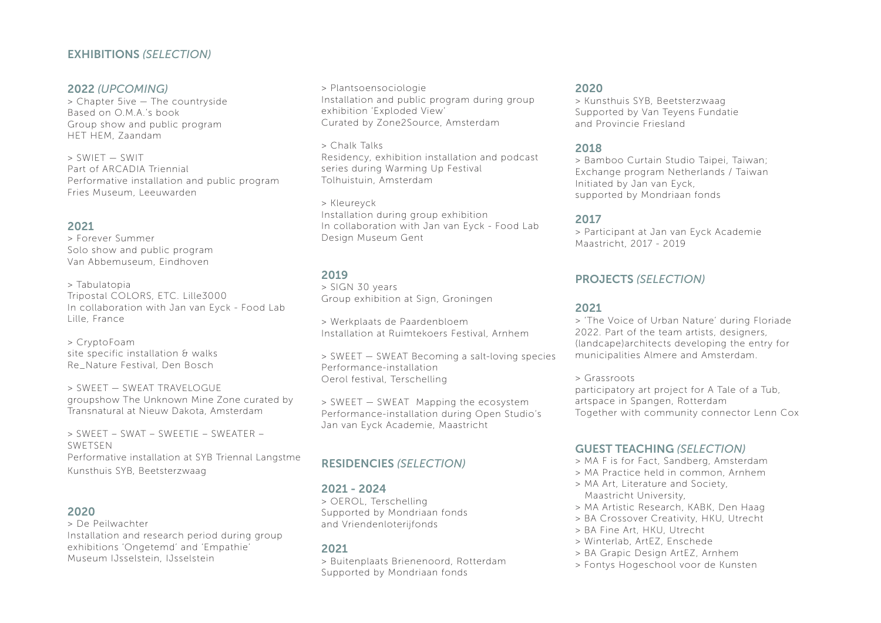## EXHIBITIONS *(SELECTION)*

### 2022 *(UPCOMING)*

> Chapter 5ive — The countryside
Based on O.M.A.'s book
Group show and public program
HET HEM, Zaandam

> SWIET — SWIT
Part of ARCADIA Triennial
Performative installation and public program
Fries Museum, Leeuwarden

### 2021

> Forever Summer
Solo show and public program
Van Abbemuseum, Eindhoven

> Tabulatopia
Tripostal COLORS, ETC. Lille3000
In collaboration with Jan van Eyck - Food Lab
Lille, France

> CryptoFoam
site specific installation & walks
Re_Nature Festival, Den Bosch

> SWEET — SWEAT TRAVELOGUE
groupshow The Unknown Mine Zone curated by Transnatural at Nieuw Dakota, Amsterdam

> SWEET – SWAT – SWEETIE – SWEATER – SWETSEN
Performative installation at SYB Triennal Langstme
Kunsthuis SYB, Beetsterzwaag

### 2020

> De Peilwachter
Installation and research period during group exhibitions 'Ongetemd' and 'Empathie'
Museum IJsselstein, IJsselstein

> Plantsoensociologie
Installation and public program during group exhibition 'Exploded View'
Curated by Zone2Source, Amsterdam

> Chalk Talks
Residency, exhibition installation and podcast series during Warming Up Festival
Tolhuistuin, Amsterdam

> Kleureyck
Installation during group exhibition
In collaboration with Jan van Eyck - Food Lab
Design Museum Gent

### 2019

> SIGN 30 years
Group exhibition at Sign, Groningen

> Werkplaats de Paardenbloem
Installation at Ruimtekoers Festival, Arnhem

> SWEET — SWEAT Becoming a salt-loving species
Performance-installation
Oerol festival, Terschelling

> SWEET — SWEAT Mapping the ecosystem
Performance-installation during Open Studio's
Jan van Eyck Academie, Maastricht

## RESIDENCIES *(SELECTION)*

### 2021 - 2024

> OEROL, Terschelling
Supported by Mondriaan fonds
and Vriendenloterijfonds

### 2021

> Buitenplaats Brienenoord, Rotterdam
Supported by Mondriaan fonds

### 2020

> Kunsthuis SYB, Beetsterzwaag
Supported by Van Teyens Fundatie
and Provincie Friesland

### 2018

> Bamboo Curtain Studio Taipei, Taiwan;
Exchange program Netherlands / Taiwan
Initiated by Jan van Eyck,
supported by Mondriaan fonds

### 2017

> Participant at Jan van Eyck Academie
Maastricht, 2017 - 2019

## PROJECTS *(SELECTION)*

### 2021

> 'The Voice of Urban Nature' during Floriade 2022. Part of the team artists, designers, (landcape)architects developing the entry for municipalities Almere and Amsterdam.

> Grassroots
participatory art project for A Tale of a Tub, artspace in Spangen, Rotterdam
Together with community connector Lenn Cox

## GUEST TEACHING *(SELECTION)*

> MA F is for Fact, Sandberg, Amsterdam
> MA Practice held in common, Arnhem
> MA Art, Literature and Society, Maastricht University,
> MA Artistic Research, KABK, Den Haag
> BA Crossover Creativity, HKU, Utrecht
> BA Fine Art, HKU, Utrecht
> Winterlab, ArtEZ, Enschede
> BA Grapic Design ArtEZ, Arnhem
> Fontys Hogeschool voor de Kunsten